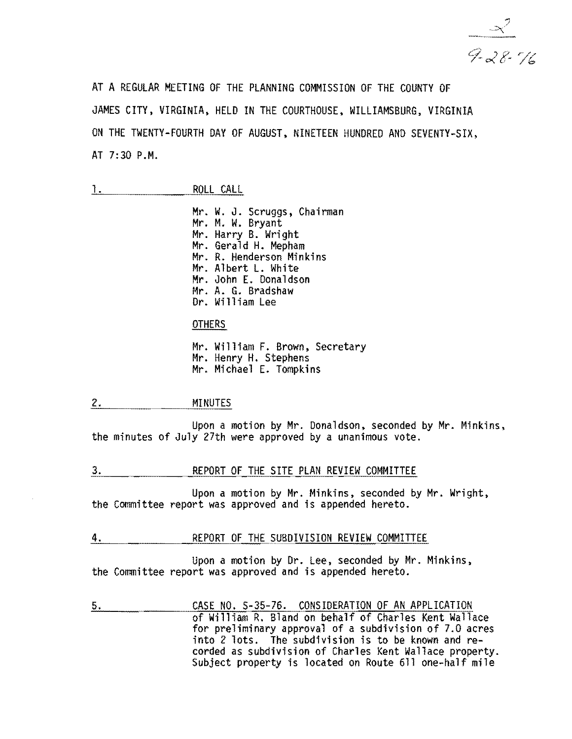2
9-28-76

AT A REGULAR MEETING OF THE PLANNING COMMISSION OF THE COUNTY OF JAMES CITY, VIRGINIA, HELD IN THE COURTHOUSE, WILLIAMSBURG, VIRGINIA ON THE TWENTY-FOURTH DAY OF AUGUST, NINETEEN HUNDRED AND SEVENTY-SIX, AT 7:30 P.M.

## 1. ROLL CALL

Mr. W. J. Scruggs, Chairman
Mr. M. W. Bryant
Mr. Harry B. Wright
Mr. Gerald H. Mepham
Mr. R. Henderson Minkins
Mr. Albert L. White
Mr. John E. Donaldson
Mr. A. G. Bradshaw
Dr. William Lee

OTHERS

Mr. William F. Brown, Secretary
Mr. Henry H. Stephens
Mr. Michael E. Tompkins

## 2. MINUTES

Upon a motion by Mr. Donaldson, seconded by Mr. Minkins, the minutes of July 27th were approved by a unanimous vote.

## 3. REPORT OF THE SITE PLAN REVIEW COMMITTEE

Upon a motion by Mr. Minkins, seconded by Mr. Wright, the Committee report was approved and is appended hereto.

## 4. REPORT OF THE SUBDIVISION REVIEW COMMITTEE

Upon a motion by Dr. Lee, seconded by Mr. Minkins, the Committee report was approved and is appended hereto.

## 5. CASE NO. S-35-76. CONSIDERATION OF AN APPLICATION

of William R. Bland on behalf of Charles Kent Wallace for preliminary approval of a subdivision of 7.0 acres into 2 lots. The subdivision is to be known and recorded as subdivision of Charles Kent Wallace property. Subject property is located on Route 611 one-half mile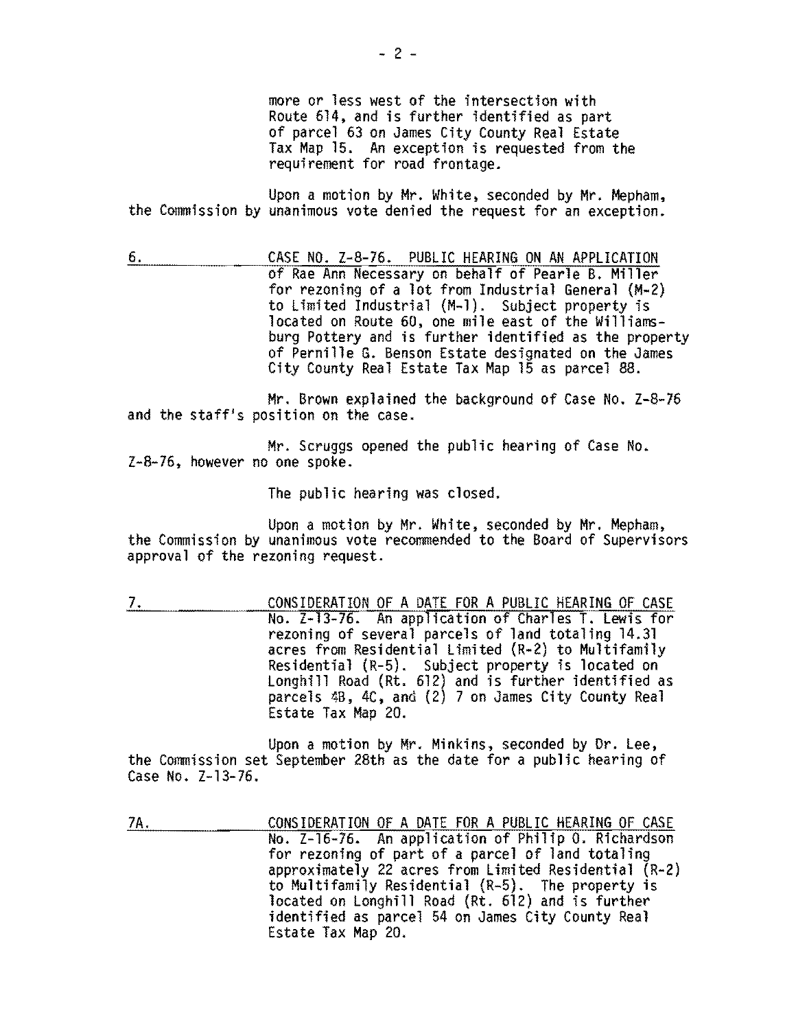more or less west of the intersection with Route 614, and is further identified as part of parcel 63 on James City County Real Estate Tax Map 15. An exception is requested from the requirement for road frontage.

Upon a motion by Mr. White, seconded by Mr. Mepham, the Commission by unanimous vote denied the request for an exception.

6. CASE NO. Z-8-76. PUBLIC HEARING ON AN APPLICATION of Rae Ann Necessary on behalf of Pearle B. Miller for rezoning of a lot from Industrial General (M-2) to Limited Industrial (M-1). Subject property is located on Route 60, one mile east of the Williamsburg Pottery and is further identified as the property of Pernille G. Benson Estate designated on the James City County Real Estate Tax Map 15 as parcel 88.

Mr. Brown explained the background of Case No. Z-8-76 and the staff's position on the case.

Mr. Scruggs opened the public hearing of Case No. Z-8-76, however no one spoke.

The public hearing was closed.

Upon a motion by Mr. White, seconded by Mr. Mepham, the Commission by unanimous vote recommended to the Board of Supervisors approval of the rezoning request.

7. CONSIDERATION OF A DATE FOR A PUBLIC HEARING OF CASE No. Z-13-76. An application of Charles T. Lewis for rezoning of several parcels of land totaling 14.31 acres from Residential Limited (R-2) to Multifamily Residential (R-5). Subject property is located on Longhill Road (Rt. 612) and is further identified as parcels 4B, 4C, and (2) 7 on James City County Real Estate Tax Map 20.

Upon a motion by Mr. Minkins, seconded by Dr. Lee, the Commission set September 28th as the date for a public hearing of Case No. Z-13-76.

7A. CONSIDERATION OF A DATE FOR A PUBLIC HEARING OF CASE No. Z-16-76. An application of Philip O. Richardson for rezoning of part of a parcel of land totaling approximately 22 acres from Limited Residential (R-2) to Multifamily Residential (R-5). The property is located on Longhill Road (Rt. 612) and is further identified as parcel 54 on James City County Real Estate Tax Map 20.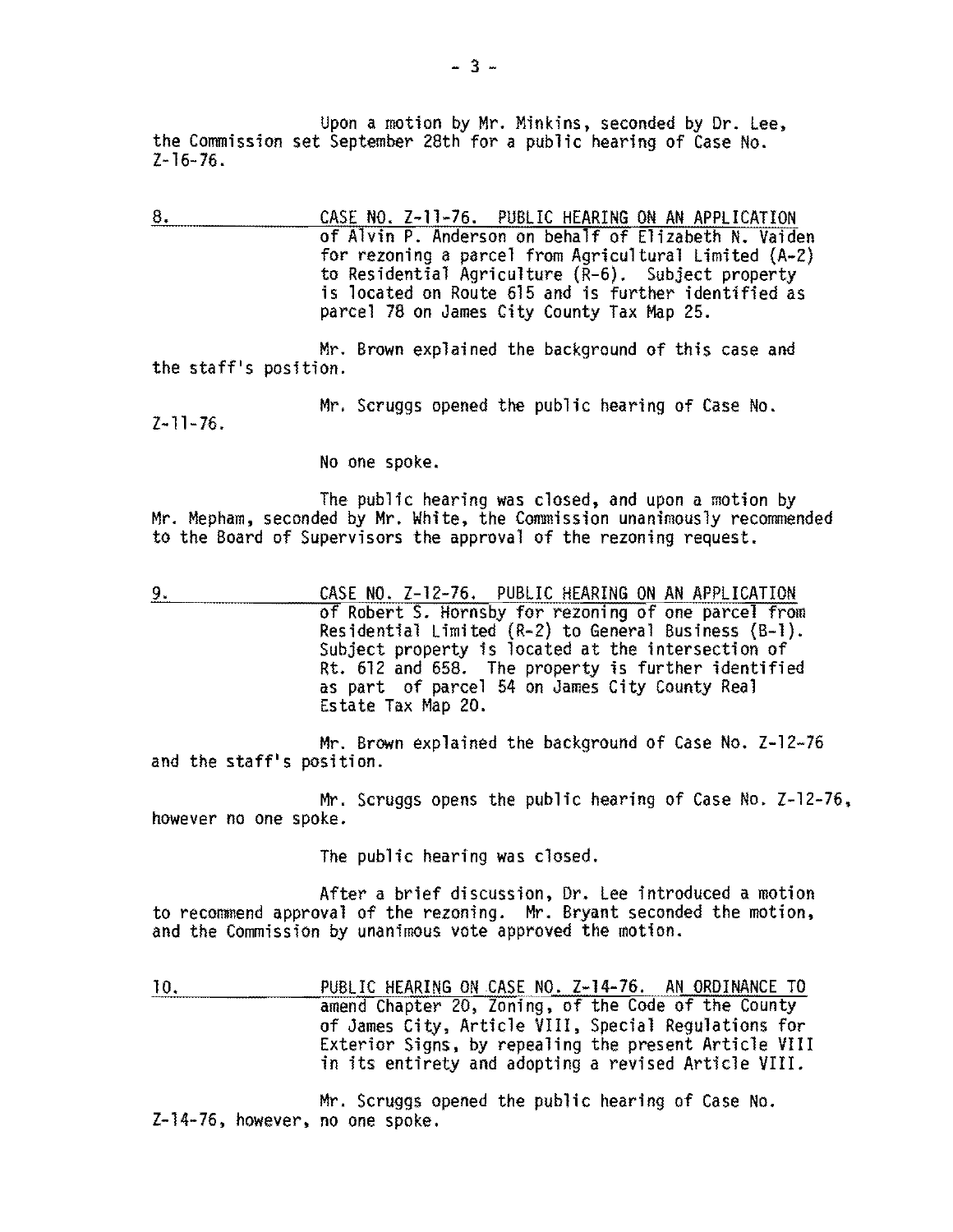Upon a motion by Mr. Minkins, seconded by Dr. Lee, the Commission set September 28th for a public hearing of Case No. Z-16-76.

8. CASE NO. Z-11-76. PUBLIC HEARING ON AN APPLICATION of Alvin P. Anderson on behalf of Elizabeth N. Vaiden for rezoning a parcel from Agricultural Limited (A-2) to Residential Agriculture (R-6). Subject property is located on Route 615 and is further identified as parcel 78 on James City County Tax Map 25.

Mr. Brown explained the background of this case and the staff's position.

Mr. Scruggs opened the public hearing of Case No. Z-11-76.

No one spoke.

The public hearing was closed, and upon a motion by Mr. Mepham, seconded by Mr. White, the Commission unanimously recommended to the Board of Supervisors the approval of the rezoning request.

9. CASE NO. Z-12-76. PUBLIC HEARING ON AN APPLICATION of Robert S. Hornsby for rezoning of one parcel from Residential Limited (R-2) to General Business (B-1). Subject property is located at the intersection of Rt. 612 and 658. The property is further identified as part of parcel 54 on James City County Real Estate Tax Map 20.

Mr. Brown explained the background of Case No. Z-12-76 and the staff's position.

Mr. Scruggs opens the public hearing of Case No. Z-12-76, however no one spoke.

The public hearing was closed.

After a brief discussion, Dr. Lee introduced a motion to recommend approval of the rezoning. Mr. Bryant seconded the motion, and the Commission by unanimous vote approved the motion.

10. PUBLIC HEARING ON CASE NO. Z-14-76. AN ORDINANCE TO amend Chapter 20, Zoning, of the Code of the County of James City, Article VIII, Special Regulations for Exterior Signs, by repealing the present Article VIII in its entirety and adopting a revised Article VIII.

Mr. Scruggs opened the public hearing of Case No. Z-14-76, however, no one spoke.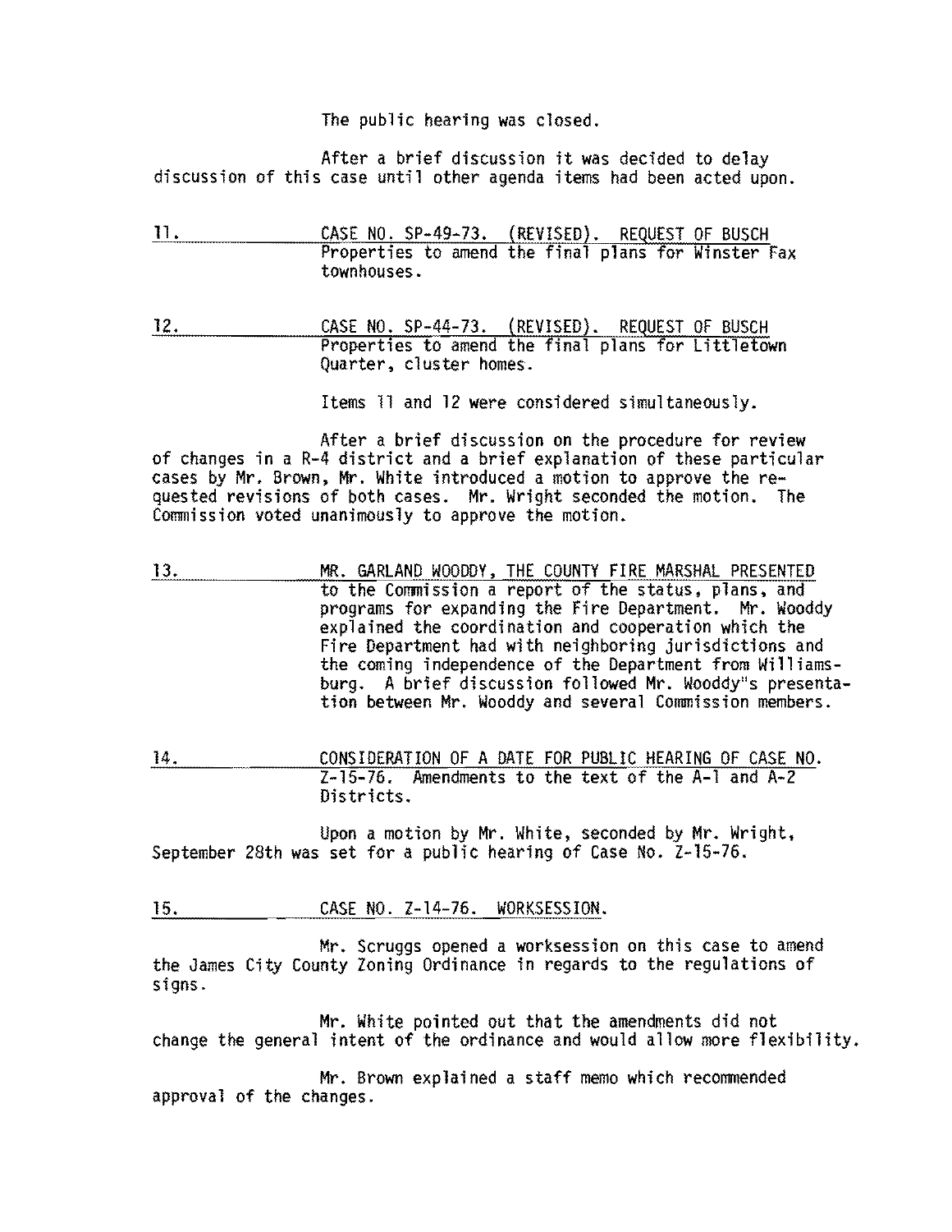The public hearing was closed.

After a brief discussion it was decided to delay discussion of this case until other agenda items had been acted upon.

<u>11.</u> <u>CASE NO. SP-49-73. (REVISED). REQUEST OF BUSCH</u> Properties to amend the final plans for Winster Fax townhouses.

<u>12.</u> <u>CASE NO. SP-44-73. (REVISED). REQUEST OF BUSCH</u> Properties to amend the final plans for Littletown Quarter, cluster homes.

Items 11 and 12 were considered simultaneously.

After a brief discussion on the procedure for review of changes in a R-4 district and a brief explanation of these particular cases by Mr. Brown, Mr. White introduced a motion to approve the requested revisions of both cases. Mr. Wright seconded the motion. The Commission voted unanimously to approve the motion.

<u>13.</u> <u>MR. GARLAND WOODDY, THE COUNTY FIRE MARSHAL PRESENTED</u> to the Commission a report of the status, plans, and programs for expanding the Fire Department. Mr. Wooddy explained the coordination and cooperation which the Fire Department had with neighboring jurisdictions and the coming independence of the Department from Williamsburg. A brief discussion followed Mr. Wooddy"s presentation between Mr. Wooddy and several Commission members.

<u>14.</u> <u>CONSIDERATION OF A DATE FOR PUBLIC HEARING OF CASE NO.</u> Z-15-76. Amendments to the text of the A-1 and A-2 Districts.

Upon a motion by Mr. White, seconded by Mr. Wright, September 28th was set for a public hearing of Case No. Z-15-76.

<u>15.</u> <u>CASE NO. Z-14-76. WORKSESSION.</u>

Mr. Scruggs opened a worksession on this case to amend the James City County Zoning Ordinance in regards to the regulations of signs.

Mr. White pointed out that the amendments did not change the general intent of the ordinance and would allow more flexibility.

Mr. Brown explained a staff memo which recommended approval of the changes.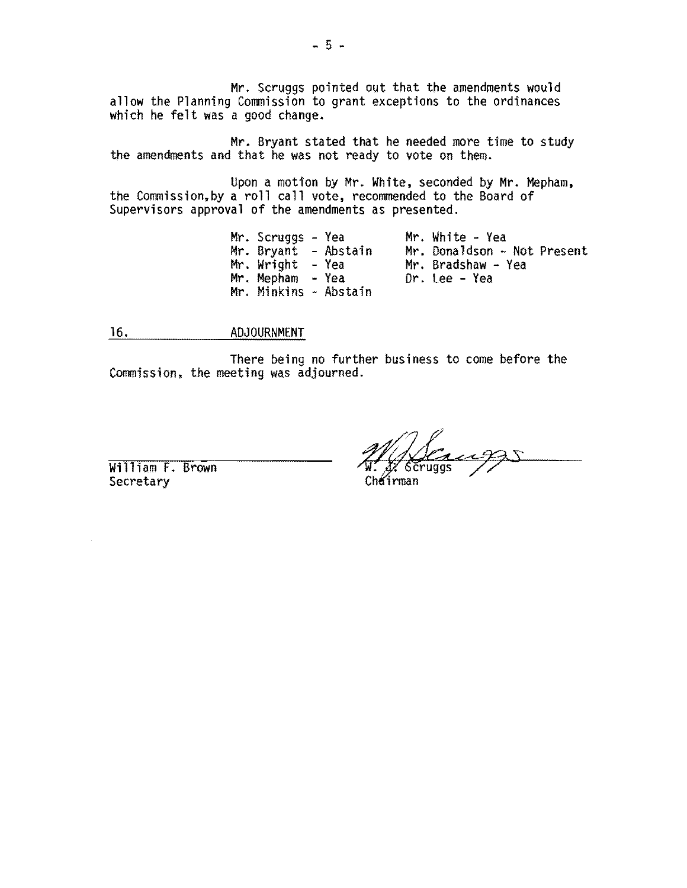Mr. Scruggs pointed out that the amendments would allow the Planning Commission to grant exceptions to the ordinances which he felt was a good change.

Mr. Bryant stated that he needed more time to study the amendments and that he was not ready to vote on them.

Upon a motion by Mr. White, seconded by Mr. Mepham, the Commission, by a roll call vote, recommended to the Board of Supervisors approval of the amendments as presented.

| | |
|---|---|
| Mr. Scruggs - Yea | Mr. White - Yea |
| Mr. Bryant - Abstain | Mr. Donaldson - Not Present |
| Mr. Wright - Yea | Mr. Bradshaw - Yea |
| Mr. Mepham - Yea | Dr. Lee - Yea |
| Mr. Minkins - Abstain | |

## 16. ADJOURNMENT

There being no further business to come before the Commission, the meeting was adjourned.

William F. Brown
Secretary

W. J. Scruggs
Chairman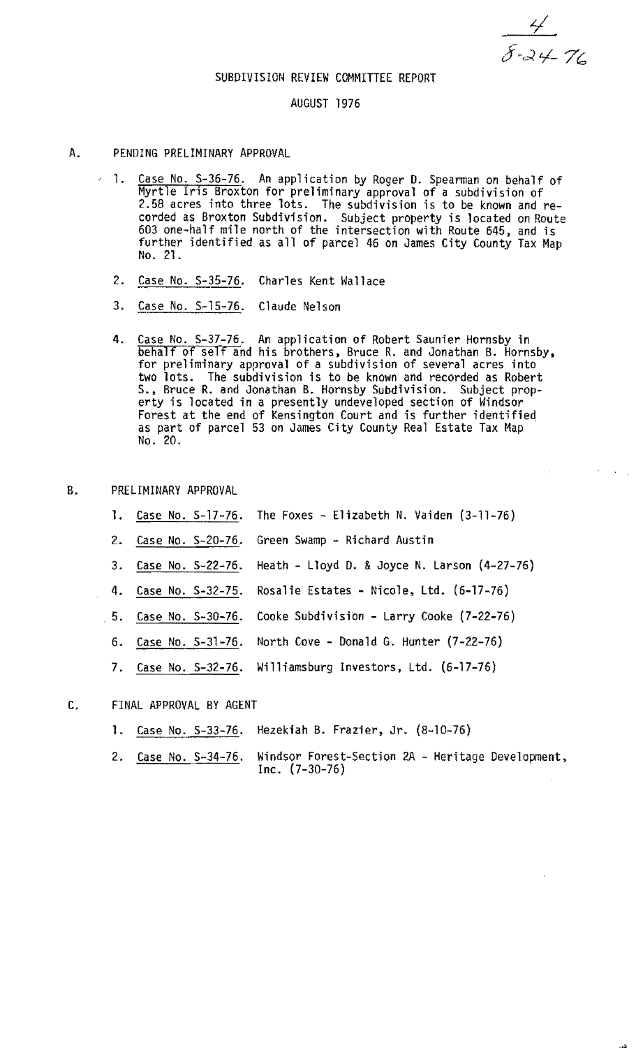4
8-24-76

# SUBDIVISION REVIEW COMMITTEE REPORT

## AUGUST 1976

A. PENDING PRELIMINARY APPROVAL

1. Case No. S-36-76. An application by Roger D. Spearman on behalf of Myrtle Iris Broxton for preliminary approval of a subdivision of 2.58 acres into three lots. The subdivision is to be known and recorded as Broxton Subdivision. Subject property is located on Route 603 one-half mile north of the intersection with Route 645, and is further identified as all of parcel 46 on James City County Tax Map No. 21.

2. Case No. S-35-76. Charles Kent Wallace

3. Case No. S-15-76. Claude Nelson

4. Case No. S-37-76. An application of Robert Saunier Hornsby in behalf of self and his brothers, Bruce R. and Jonathan B. Hornsby, for preliminary approval of a subdivision of several acres into two lots. The subdivision is to be known and recorded as Robert S., Bruce R. and Jonathan B. Hornsby Subdivision. Subject property is located in a presently undeveloped section of Windsor Forest at the end of Kensington Court and is further identified as part of parcel 53 on James City County Real Estate Tax Map No. 20.

B. PRELIMINARY APPROVAL

1. Case No. S-17-76. The Foxes - Elizabeth N. Vaiden (3-11-76)
2. Case No. S-20-76. Green Swamp - Richard Austin
3. Case No. S-22-76. Heath - Lloyd D. & Joyce N. Larson (4-27-76)
4. Case No. S-32-75. Rosalie Estates - Nicole, Ltd. (6-17-76)
5. Case No. S-30-76. Cooke Subdivision - Larry Cooke (7-22-76)
6. Case No. S-31-76. North Cove - Donald G. Hunter (7-22-76)
7. Case No. S-32-76. Williamsburg Investors, Ltd. (6-17-76)

C. FINAL APPROVAL BY AGENT

1. Case No. S-33-76. Hezekiah B. Frazier, Jr. (8-10-76)
2. Case No. S-34-76. Windsor Forest-Section 2A - Heritage Development, Inc. (7-30-76)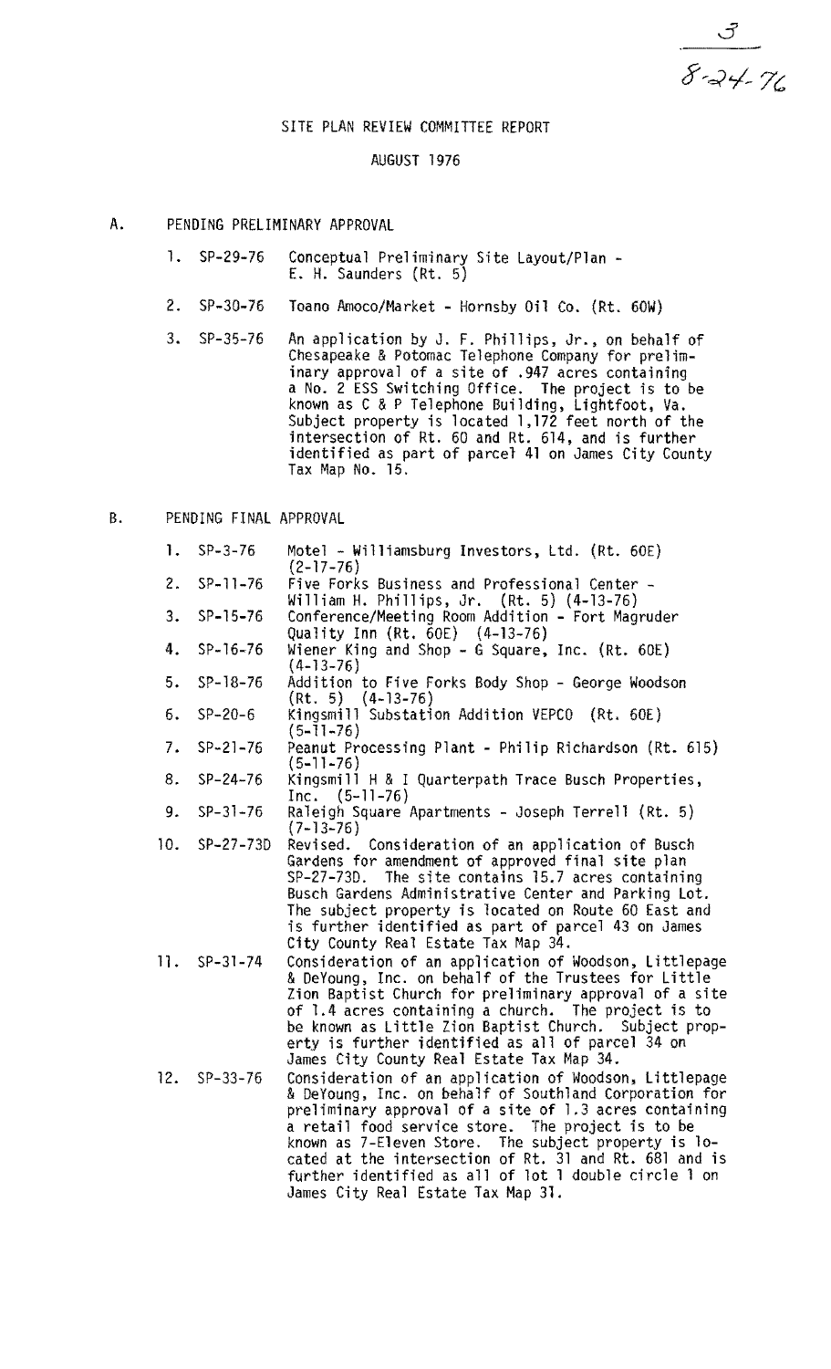3
8-24-76

# SITE PLAN REVIEW COMMITTEE REPORT

## AUGUST 1976

A. PENDING PRELIMINARY APPROVAL

1. SP-29-76 Conceptual Preliminary Site Layout/Plan - E. H. Saunders (Rt. 5)
2. SP-30-76 Toano Amoco/Market - Hornsby Oil Co. (Rt. 60W)
3. SP-35-76 An application by J. F. Phillips, Jr., on behalf of Chesapeake & Potomac Telephone Company for preliminary approval of a site of .947 acres containing a No. 2 ESS Switching Office. The project is to be known as C & P Telephone Building, Lightfoot, Va. Subject property is located 1,172 feet north of the intersection of Rt. 60 and Rt. 614, and is further identified as part of parcel 41 on James City County Tax Map No. 15.

B. PENDING FINAL APPROVAL

1. SP-3-76 Motel - Williamsburg Investors, Ltd. (Rt. 60E) (2-17-76)
2. SP-11-76 Five Forks Business and Professional Center - William H. Phillips, Jr. (Rt. 5) (4-13-76)
3. SP-15-76 Conference/Meeting Room Addition - Fort Magruder Quality Inn (Rt. 60E) (4-13-76)
4. SP-16-76 Wiener King and Shop - G Square, Inc. (Rt. 60E) (4-13-76)
5. SP-18-76 Addition to Five Forks Body Shop - George Woodson (Rt. 5) (4-13-76)
6. SP-20-6 Kingsmill Substation Addition VEPCO (Rt. 60E) (5-11-76)
7. SP-21-76 Peanut Processing Plant - Philip Richardson (Rt. 615) (5-11-76)
8. SP-24-76 Kingsmill H & I Quarterpath Trace Busch Properties, Inc. (5-11-76)
9. SP-31-76 Raleigh Square Apartments - Joseph Terrell (Rt. 5) (7-13-76)
10. SP-27-73D Revised. Consideration of an application of Busch Gardens for amendment of approved final site plan SP-27-73D. The site contains 15.7 acres containing Busch Gardens Administrative Center and Parking Lot. The subject property is located on Route 60 East and is further identified as part of parcel 43 on James City County Real Estate Tax Map 34.
11. SP-31-74 Consideration of an application of Woodson, Littlepage & DeYoung, Inc. on behalf of the Trustees for Little Zion Baptist Church for preliminary approval of a site of 1.4 acres containing a church. The project is to be known as Little Zion Baptist Church. Subject property is further identified as all of parcel 34 on James City County Real Estate Tax Map 34.
12. SP-33-76 Consideration of an application of Woodson, Littlepage & DeYoung, Inc. on behalf of Southland Corporation for preliminary approval of a site of 1.3 acres containing a retail food service store. The project is to be known as 7-Eleven Store. The subject property is located at the intersection of Rt. 31 and Rt. 681 and is further identified as all of lot 1 double circle 1 on James City Real Estate Tax Map 31.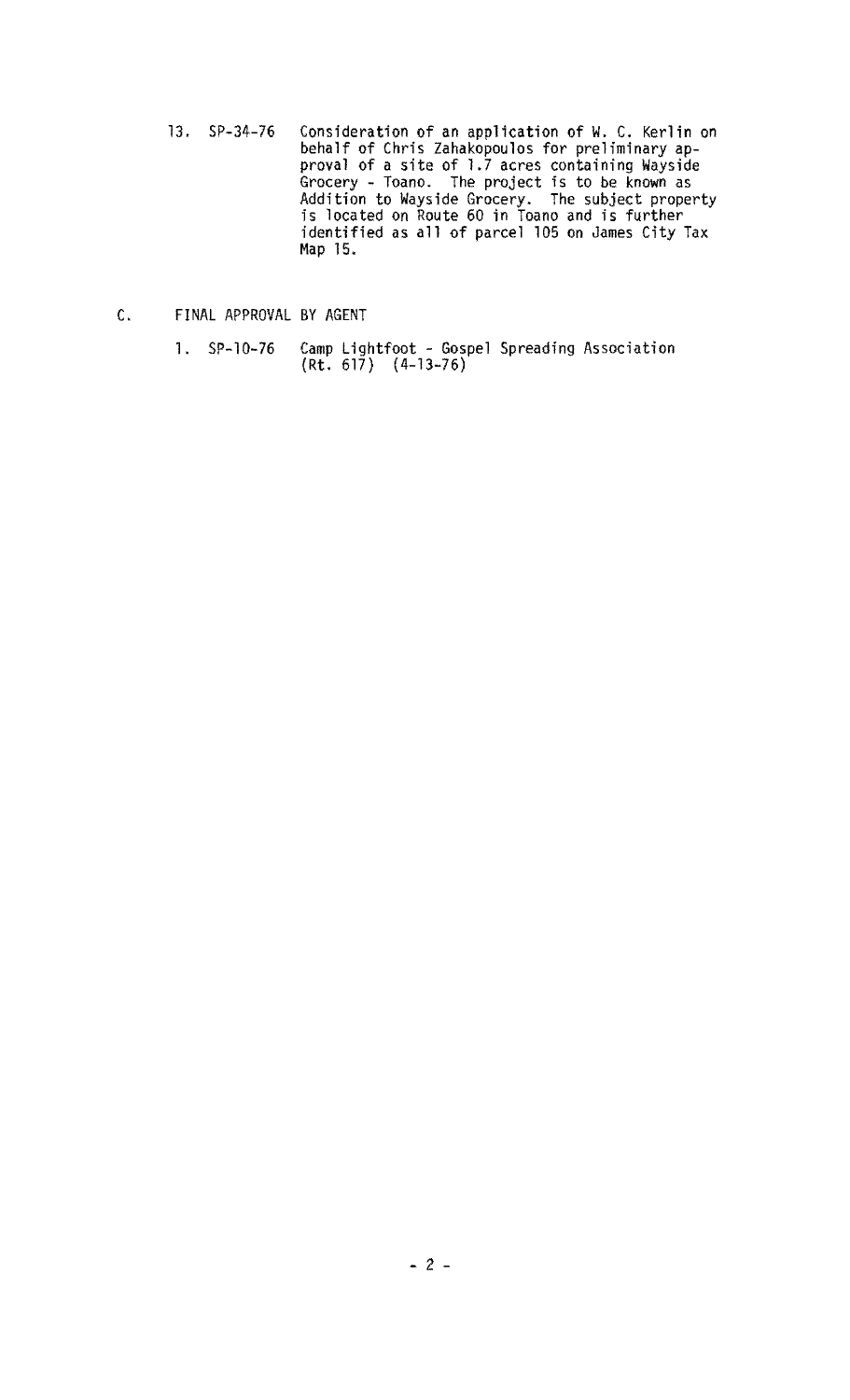13. SP-34-76 Consideration of an application of W. C. Kerlin on behalf of Chris Zahakopoulos for preliminary approval of a site of 1.7 acres containing Wayside Grocery - Toano. The project is to be known as Addition to Wayside Grocery. The subject property is located on Route 60 in Toano and is further identified as all of parcel 105 on James City Tax Map 15.

C. FINAL APPROVAL BY AGENT

1. SP-10-76 Camp Lightfoot - Gospel Spreading Association (Rt. 617) (4-13-76)